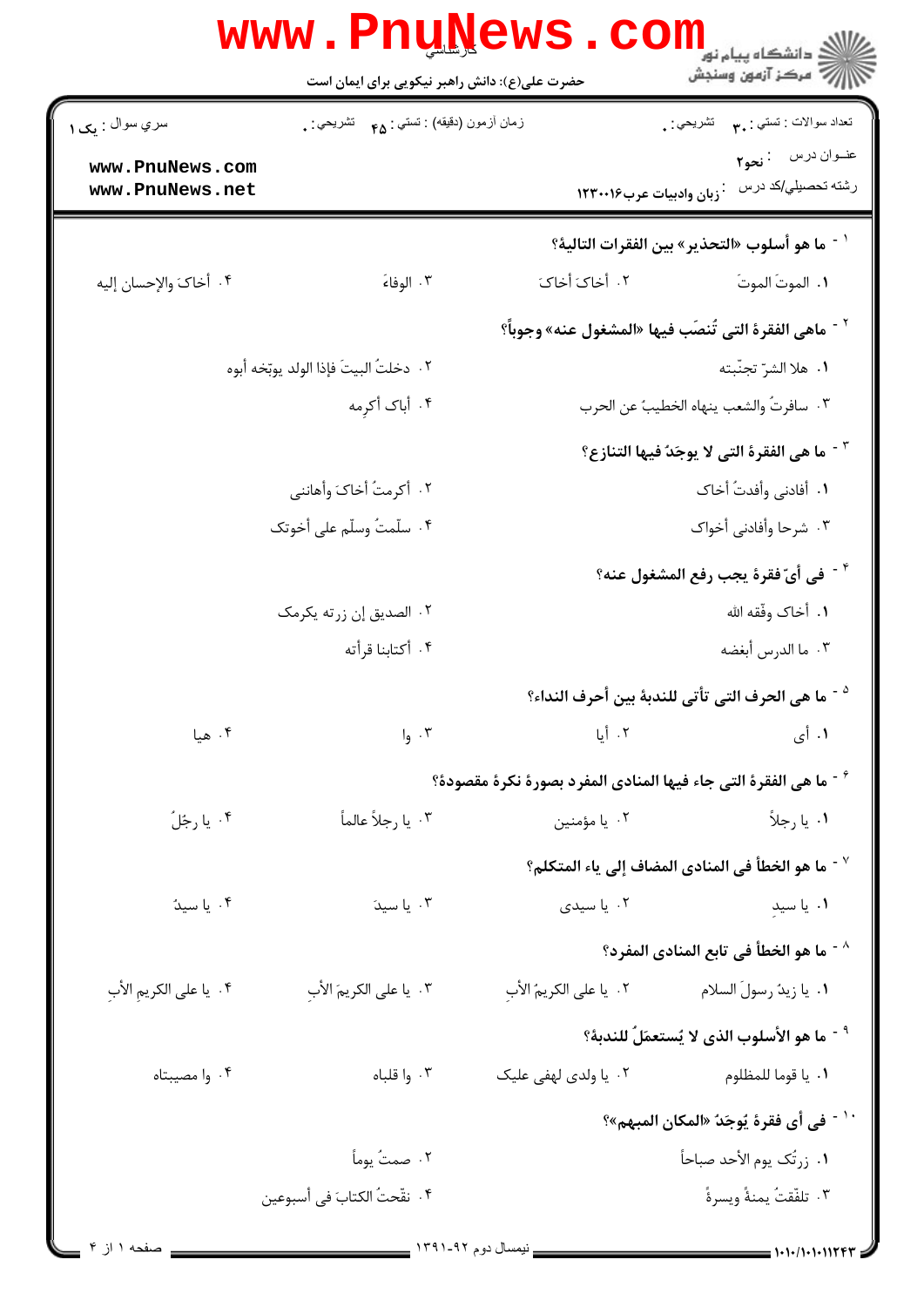کارشناسی

حضرت علی(ع): دانش راهبر نیکویی برای ایمان است

| سري سوال : یک ۱ | زمان آزمون (دقیقه) : تستی : ۴۵ تشریحی : ۰ | تعداد سوالات : تستی : ۳۰ تشریحی : ۰ |
|---|---|---|
| | | عنــوان درس : نحو۲ |
| | | رشته تحصيلي/کد درس : زبان وادبیات عرب۱۲۳۰۰۱۶ |

۱- ما هو أسلوب «التحذير» بين الفقرات التالية؟

۱. الموتَ الموتَ ۲. أخاكَ أخاكَ ۳. الوفاءَ ۴. أخاكَ والإحسان إليه

۲- ماهي الفقرة التى تُنصَب فيها «المشغول عنه» وجوباً؟

۱. هلا الشرّ تجنّبته ۲. دخلتُ البيتَ فإذا الولد يوبّخه أبوه

۳. سافرتُ والشعب ينهاه الخطيبُ عن الحرب ۴. أباک أكرِمه

۳- ما هى الفقرة التى لا يوجَدُ فيها التنازع؟

۱. أفادنى وأفدتُ أخاك ۲. أكرمتُ أخاكَ وأهاننى

۳. شرحا وأفادنى أخواك ۴. سلّمتُ وسلّم على أخوتک

۴- فى أيّ فقرة يجب رفع المشغول عنه؟

۱. أخاک وفّقه الله ۲. الصديق إن زرته يكرمک

۳. ما الدرس أبغضه ۴. أكتابنا قرأته

۵- ما هى الحرف التى تأتى للندبة بين أحرف النداء؟

۱. أى ۲. أيا ۳. وا ۴. هيا

۶- ما هى الفقرة التى جاء فيها المنادى المفرد بصورة نكرة مقصودة؟

۱. يا رجلاً ۲. يا مؤمنين ۳. يا رجلاً عالماً ۴. يا رجُلُ

۷- ما هو الخطأ فى المنادى المضاف إلى ياء المتكلم؟

۱. يا سيدِ ۲. يا سيدى ۳. يا سيدَ ۴. يا سيدُ

۸- ما هو الخطأ فى تابع المنادى المفرد؟

۱. يا زيدُ رسولَ السلام ۲. يا على الكريمُ الأبِ ۳. يا على الكريمَ الأبِ ۴. يا على الكريمِ الأبِ

۹- ما هو الأسلوب الذى لا يُستعمَلُ للندبة؟

۱. يا قوما للمظلوم ۲. يا ولدى لهفى عليک ۳. وا قلباه ۴. وا مصيبتاه

۱۰- فى أى فقرة يُوجَدُ «المكان المبهم»؟

۱. زرتُک يوم الأحد صباحاً ۲. صمتُ يوماً

۳. تلفّتتُ يمنةً ويسرةً ۴. نقّحتُ الكتابَ فى أسبوعين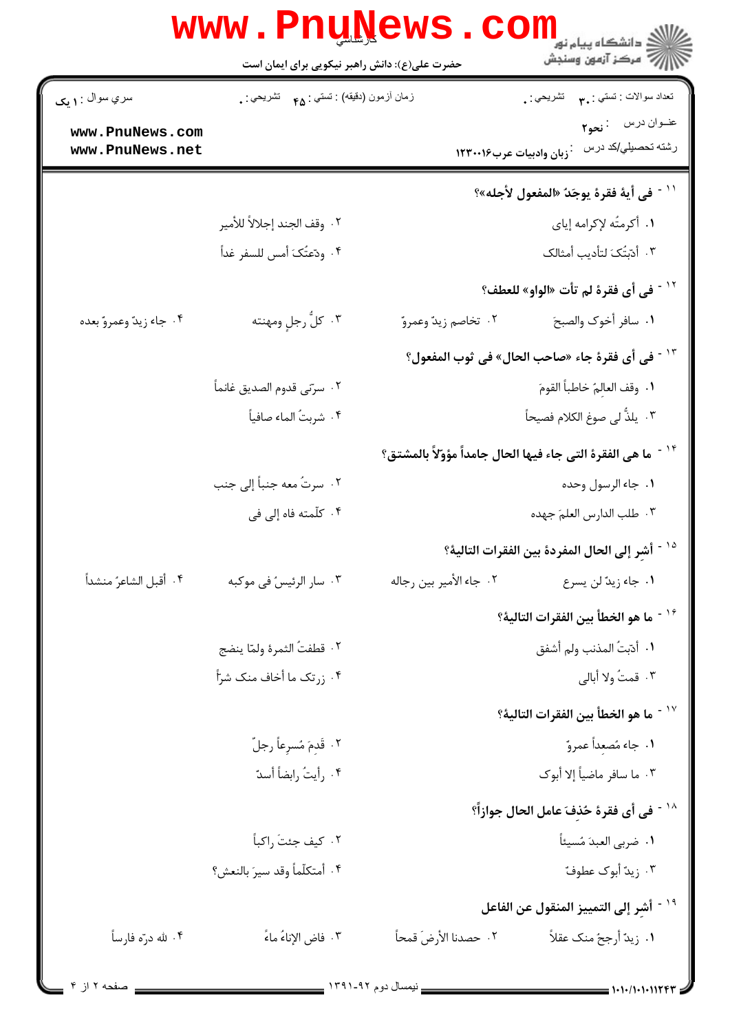۱۱- في أيةِ فقرةٍ يوجَدُ «المفعول لأجله»؟

۱. أكرمتُه لإكرامه إياي
۲. وقف الجند إجلالاً للأمير
۳. أدّبْتُكَ لتأديب أمثالك
۴. ودّعتُكَ أمس للسفر غداً

۱۲- في أي فقرةٍ لم تأتِ «الواو» للعطف؟

۱. سافر أخوكَ والصبحَ
۲. تخاصم زيدٌ وعمروٌ
۳. كلُّ رجلٍ ومهنته
۴. جاء زيدٌ وعمروٌ بعده

۱۳- في أي فقرةٍ جاء «صاحب الحال» في ثوب المفعول؟

۱. وقف العالِمُ خاطباً القومَ
۲. سرّني قدوم الصديق غانماً
۳. يلذُّ لي صوغ الكلام فصيحاً
۴. شربتُ الماء صافياً

۱۴- ما هي الفقرة التي جاء فيها الحال جامداً مؤوّلاً بالمشتق؟

۱. جاء الرسول وحده
۲. سرتُ معه جنباً إلى جنب
۳. طلب الدارس العلمَ جهده
۴. كلّمته فاه إلى في

۱۵- أشِر إلى الحال المفردة بين الفقرات التاليةِ؟

۱. جاء زيدٌ لن يسرع
۲. جاء الأمير بين رجاله
۳. سار الرئيسُ في موكبه
۴. أقبل الشاعرُ منشداً

۱۶- ما هو الخطأ بين الفقرات التالية؟

۱. أدّبتُ المذنب ولم أشفق
۲. قطفتُ الثمرة ولمّا ينضج
۳. قمتُ ولا أبالي
۴. زرتك ما أخاف منك شرّاً

۱۷- ما هو الخطأ بين الفقرات التالية؟

۱. جاء مُصعِداً عمروٌ
۲. قَدِمَ مُسرِعاً رجلٌ
۳. ما سافر ماضياً إلا أبوك
۴. رأيتُ رابضاً أسدٌ

۱۸- في أي فقرةٍ حُذِفَ عامل الحال جوازاً؟

۱. ضربي العبدَ مُسيئاً
۲. كيف جئتَ راكباً
۳. زيدٌ أبوك عطوفٌ
۴. أمتكلّماً وقد سيرَ بالنعش؟

۱۹- أشِر إلى التمييز المنقول عن الفاعل

۱. زيدٌ أرجحُ منك عقلاً
۲. حصدنا الأرضَ قمحاً
۳. فاض الإناءُ ماءً
۴. لله درّه فارساً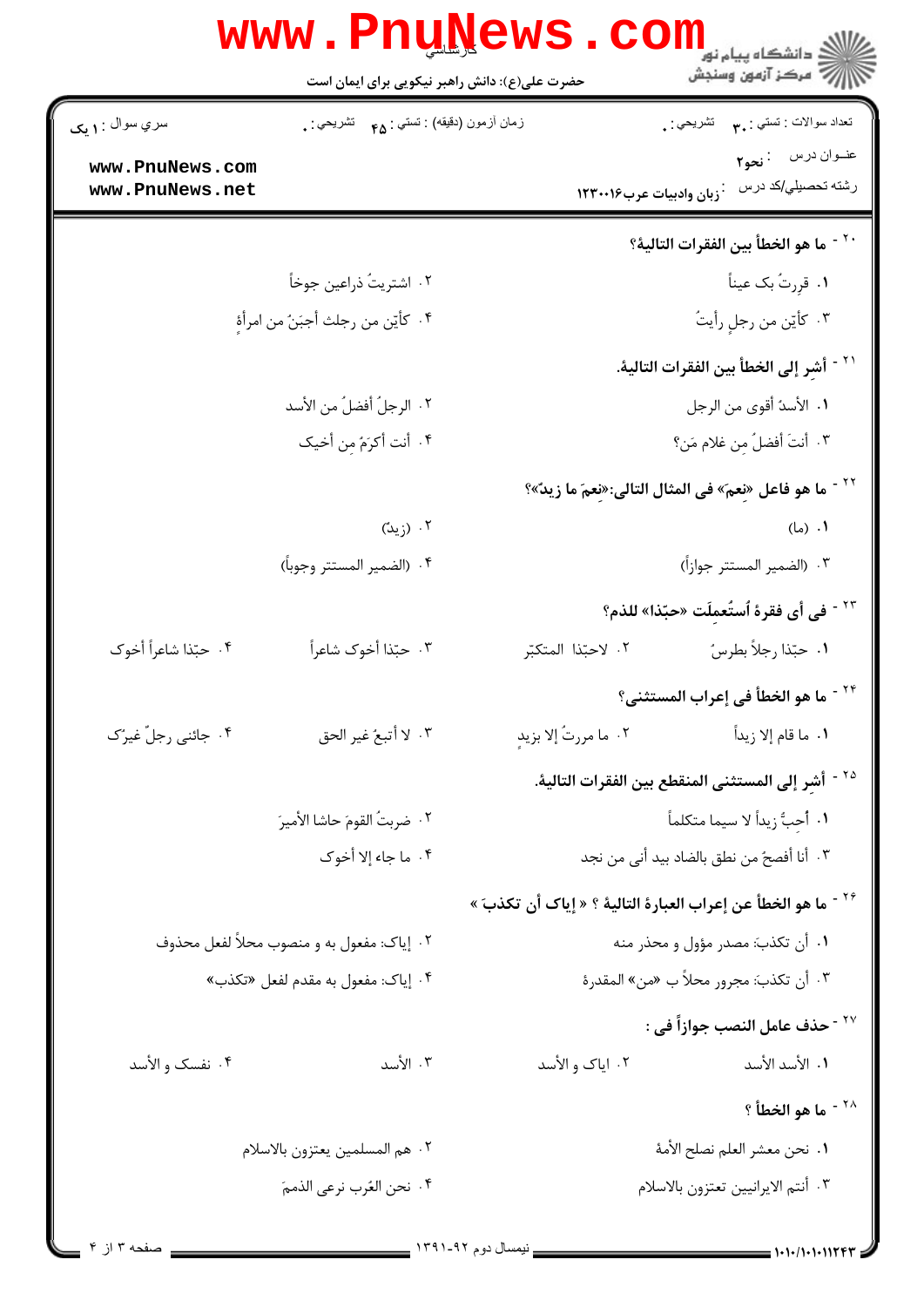سري سوال : ۱ یک

زمان آزمون (دقیقه) : تستی : ۴۵ تشریحی : ۰

تعداد سوالات : تستی : ۳۰ تشریحی : ۰

عنـوان درس : نحو۲

رشته تحصیلی/کد درس : زبان وادبیات عرب۱۲۳۰۰۱۶

۲۰ - ما هو الخطأ بین الفقرات التالیة؟

۱. قرِرتُ بک عیناً

۲. اشتریتُ ذراعین جوخاً

۳. کأیّن من رجلٍ رأیتُ

۴. کأیّن من رجلث أجبَنُ من امرأةٍ

۲۱ - أشِر إلی الخطأ بین الفقرات التالیة.

۱. الأسدُ أقوی من الرجل

۲. الرجلُ أفضلُ من الأسد

۳. أنتَ أفضلُ من غلام مَن؟

۴. أنت أکرَمُ مِن أخیک

۲۲ - ما هو فاعل «نِعمَ» فی المثال التالی:«نِعمَ ما زیدٌ»؟

۱. (ما)

۲. (زیدٌ)

۳. (الضمیر المستتر جوازاً)

۴. (الضمیر المستتر وجوباً)

۲۳ - فی أی فقرة اُستُعمِلَت «حبّذا» للذم؟

۱. حبّذا رجلاً بطرسُ

۲. لاحبّذا المتکبّر

۳. حبّذا أخوک شاعراً

۴. حبّذا شاعراً أخوک

۲۴ - ما هو الخطأ فی إعراب المستثنی؟

۱. ما قام إلا زیداً

۲. ما مررتُ إلا بزیدٍ

۳. لا أتبعُ غیرَ الحق

۴. جائنی رجلٌ غیرُک

۲۵ - أشِر إلی المستثنی المنقطع بین الفقرات التالیة.

۱. أحِبُّ زیداً لا سیما متکلماً

۲. ضربتُ القومَ حاشا الأمیرَ

۳. أنا أفصحُ من نطق بالضاد بید أنی من نجد

۴. ما جاء إلا أخوک

۲۶ - ما هو الخطأ عن إعراب العبارة التالیة ؟ « إیاک أن تکذبَ »

۱. أن تکذبَ: مصدر مؤول و محذر منه

۲. إیاک: مفعول به و منصوب محلاً لفعل محذوف

۳. أن تکذبَ: مجرور محلاً ب «من» المقدرة

۴. إیاک: مفعول به مقدم لفعل «تکذب»

۲۷ - حذف عامل النصب جوازاً فی :

۱. الأسد الأسد

۲. ایاک و الأسد

۳. الأسد

۴. نفسک و الأسد

۲۸ - ما هو الخطأ ؟

۱. نحن معشر العلم نصلح الأمة

۲. هم المسلمین یعتزون بالاسلام

۳. أنتم الایرانیین تعتزون بالاسلام

۴. نحن العَرب نرعی الذممَ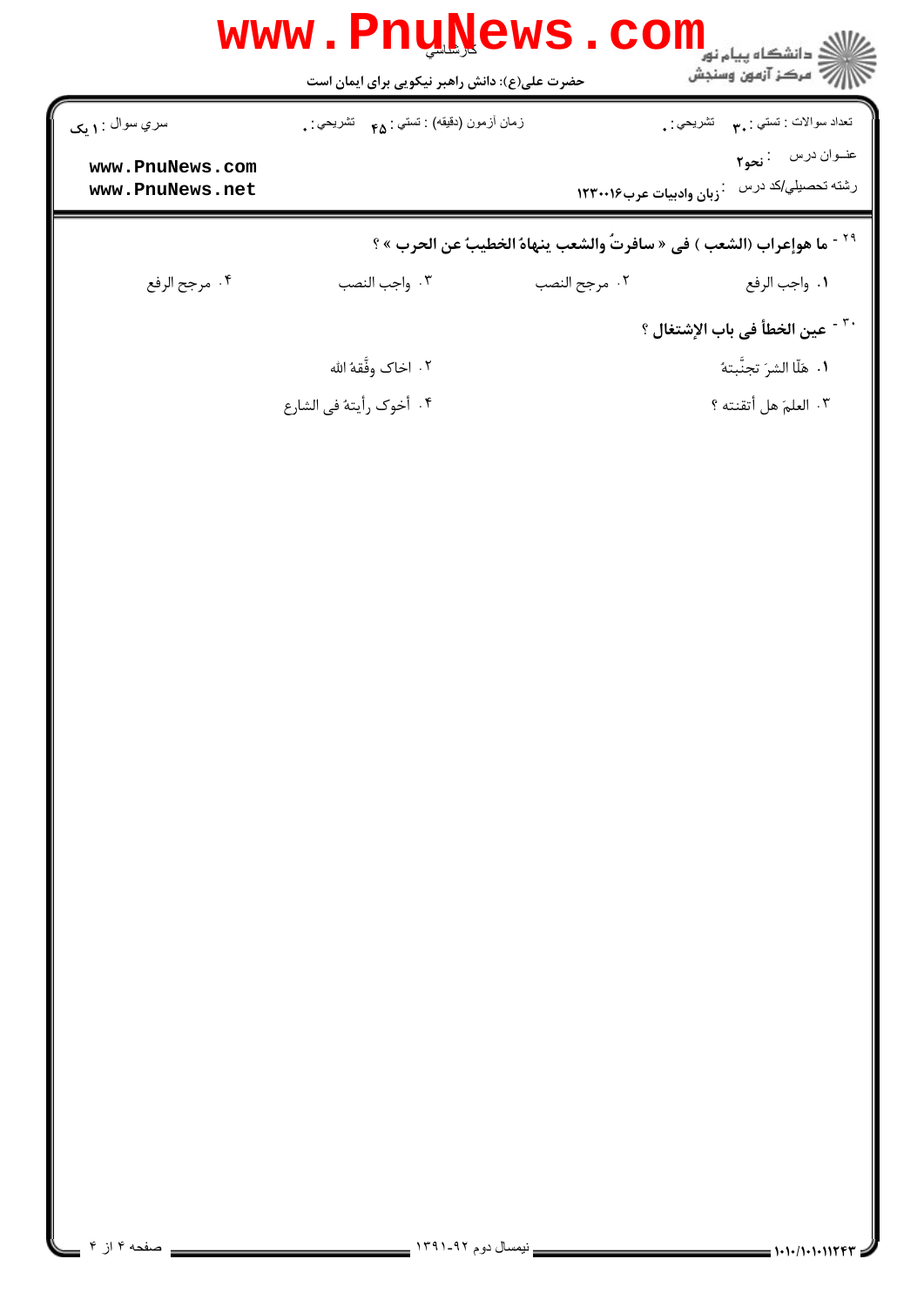۲۹ - ما هوإعراب (الشعب ) فی « سافرتُ والشعب ينهاهُ الخطيبُ عن الحرب » ؟

۱. واجب الرفع
۲. مرجح النصب
۳. واجب النصب
۴. مرجح الرفع

۳۰ - عين الخطأ فی باب الإشتغال ؟

۱. هَلّا الشرَ تجنَّبتهُ
۲. اخاک وفَّقهُ الله
۳. العلمَ هل أتقنته ؟
۴. أخوک رأيتهُ فی الشارع